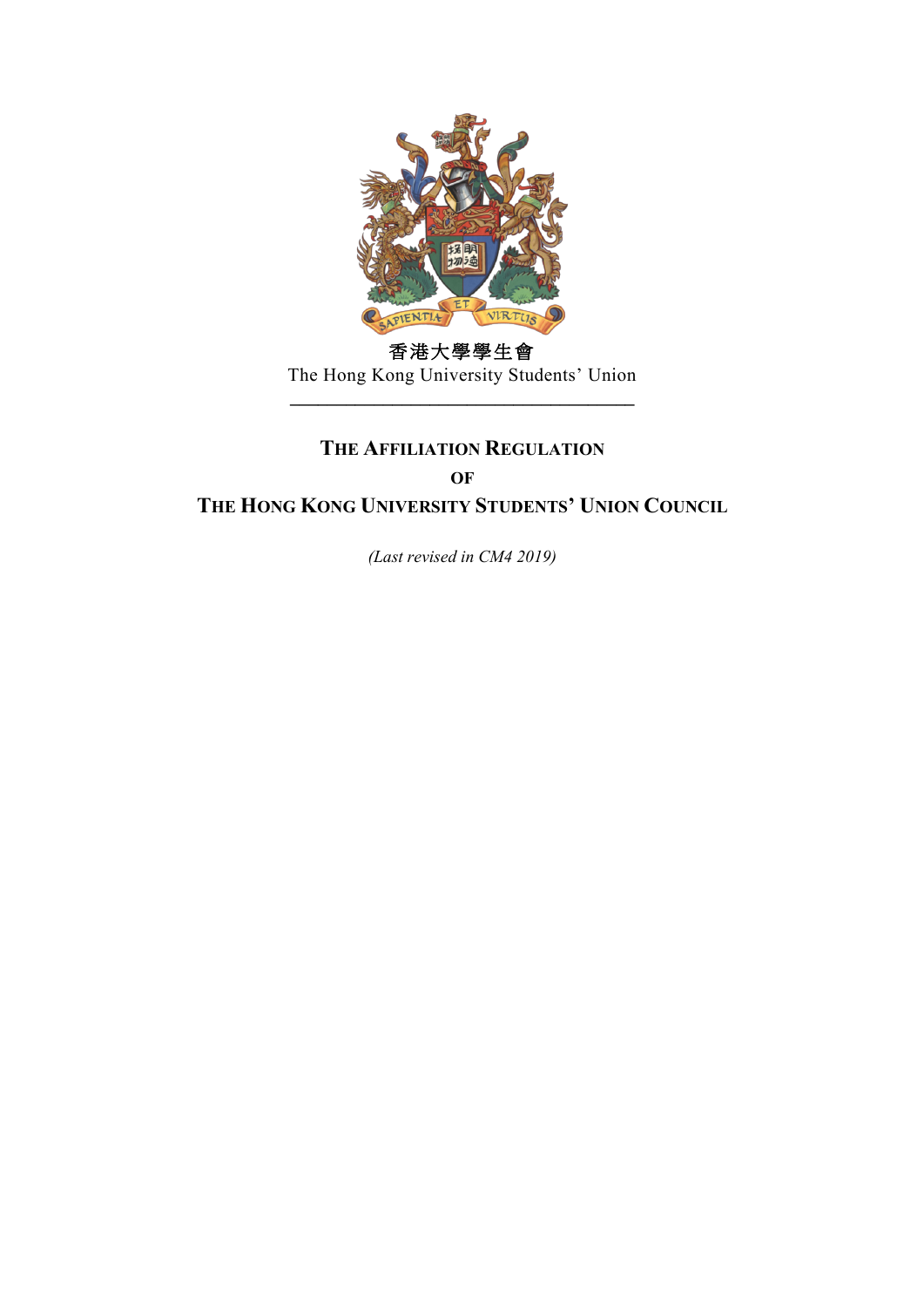香港大學學生會

The Hong Kong University Students' Union

---

# THE AFFILIATION REGULATION OF THE HONG KONG UNIVERSITY STUDENTS' UNION COUNCIL

*(Last revised in CM4 2019)*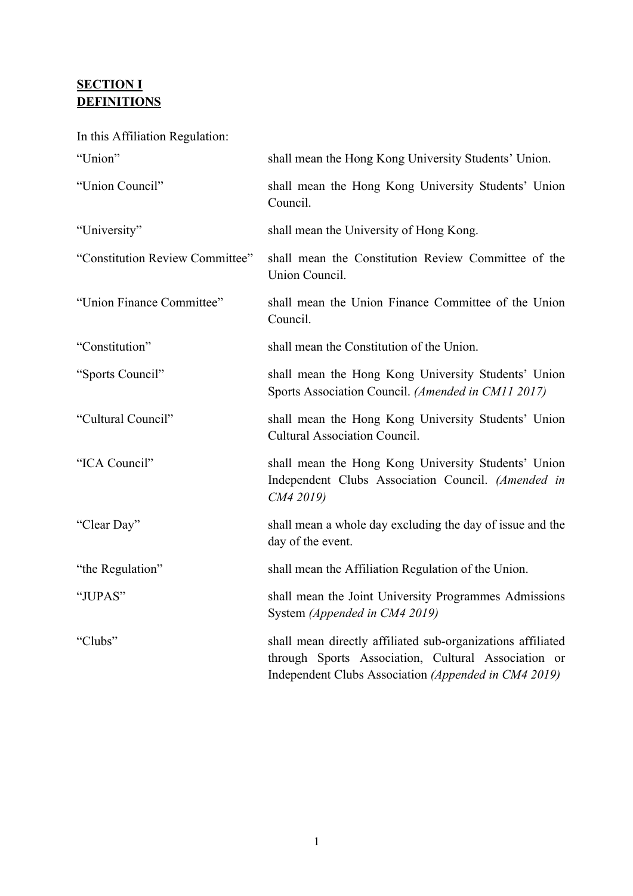**<u>SECTION I</u>**
**<u>DEFINITIONS</u>**

In this Affiliation Regulation:

| | |
|---|---|
| "Union" | shall mean the Hong Kong University Students' Union. |
| "Union Council" | shall mean the Hong Kong University Students' Union Council. |
| "University" | shall mean the University of Hong Kong. |
| "Constitution Review Committee" | shall mean the Constitution Review Committee of the Union Council. |
| "Union Finance Committee" | shall mean the Union Finance Committee of the Union Council. |
| "Constitution" | shall mean the Constitution of the Union. |
| "Sports Council" | shall mean the Hong Kong University Students' Union Sports Association Council. *(Amended in CM11 2017)* |
| "Cultural Council" | shall mean the Hong Kong University Students' Union Cultural Association Council. |
| "ICA Council" | shall mean the Hong Kong University Students' Union Independent Clubs Association Council. *(Amended in CM4 2019)* |
| "Clear Day" | shall mean a whole day excluding the day of issue and the day of the event. |
| "the Regulation" | shall mean the Affiliation Regulation of the Union. |
| "JUPAS" | shall mean the Joint University Programmes Admissions System *(Appended in CM4 2019)* |
| "Clubs" | shall mean directly affiliated sub-organizations affiliated through Sports Association, Cultural Association or Independent Clubs Association *(Appended in CM4 2019)* |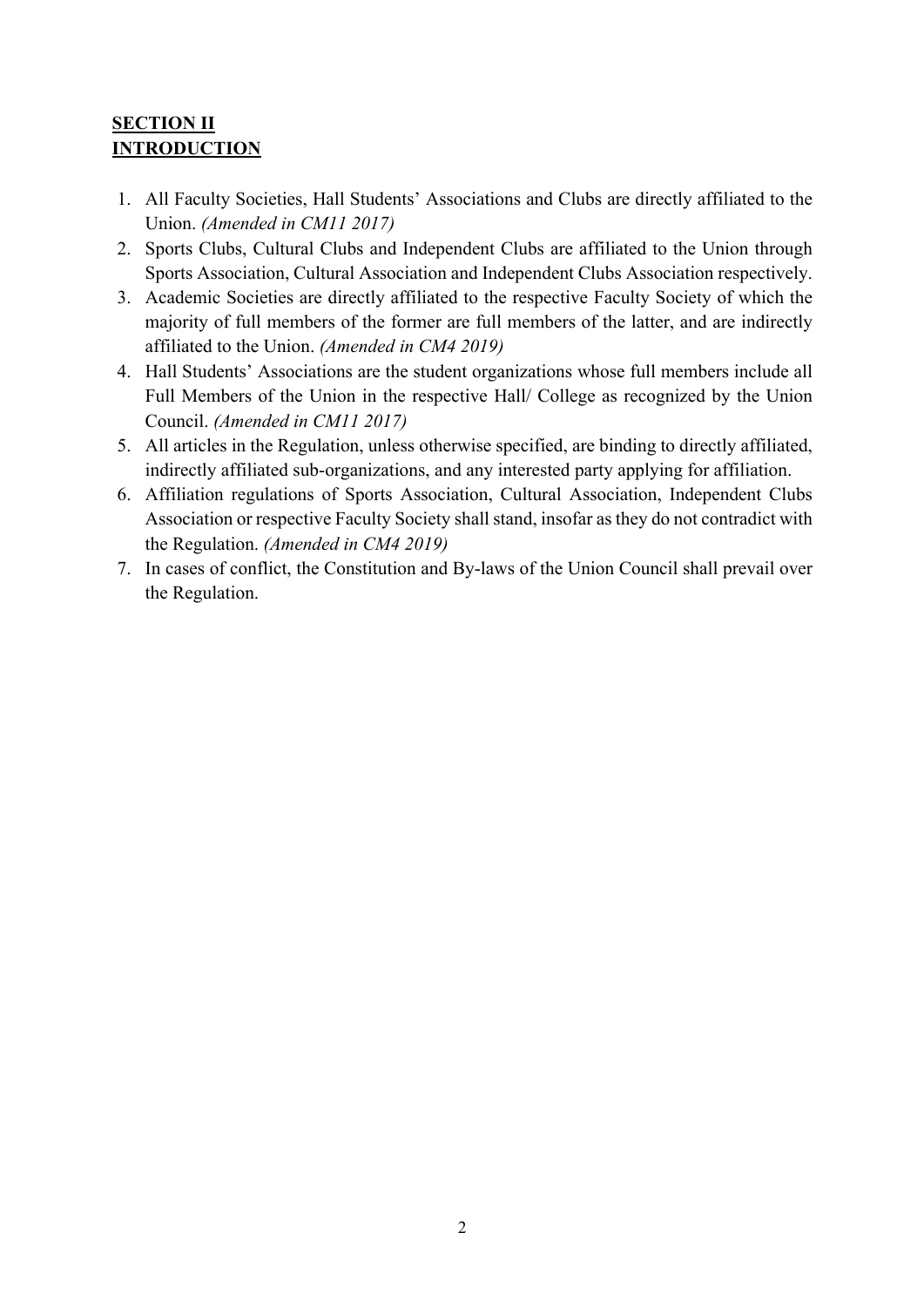## **SECTION II**
## **INTRODUCTION**

1. All Faculty Societies, Hall Students' Associations and Clubs are directly affiliated to the Union. *(Amended in CM11 2017)*
2. Sports Clubs, Cultural Clubs and Independent Clubs are affiliated to the Union through Sports Association, Cultural Association and Independent Clubs Association respectively.
3. Academic Societies are directly affiliated to the respective Faculty Society of which the majority of full members of the former are full members of the latter, and are indirectly affiliated to the Union. *(Amended in CM4 2019)*
4. Hall Students' Associations are the student organizations whose full members include all Full Members of the Union in the respective Hall/ College as recognized by the Union Council. *(Amended in CM11 2017)*
5. All articles in the Regulation, unless otherwise specified, are binding to directly affiliated, indirectly affiliated sub-organizations, and any interested party applying for affiliation.
6. Affiliation regulations of Sports Association, Cultural Association, Independent Clubs Association or respective Faculty Society shall stand, insofar as they do not contradict with the Regulation. *(Amended in CM4 2019)*
7. In cases of conflict, the Constitution and By-laws of the Union Council shall prevail over the Regulation.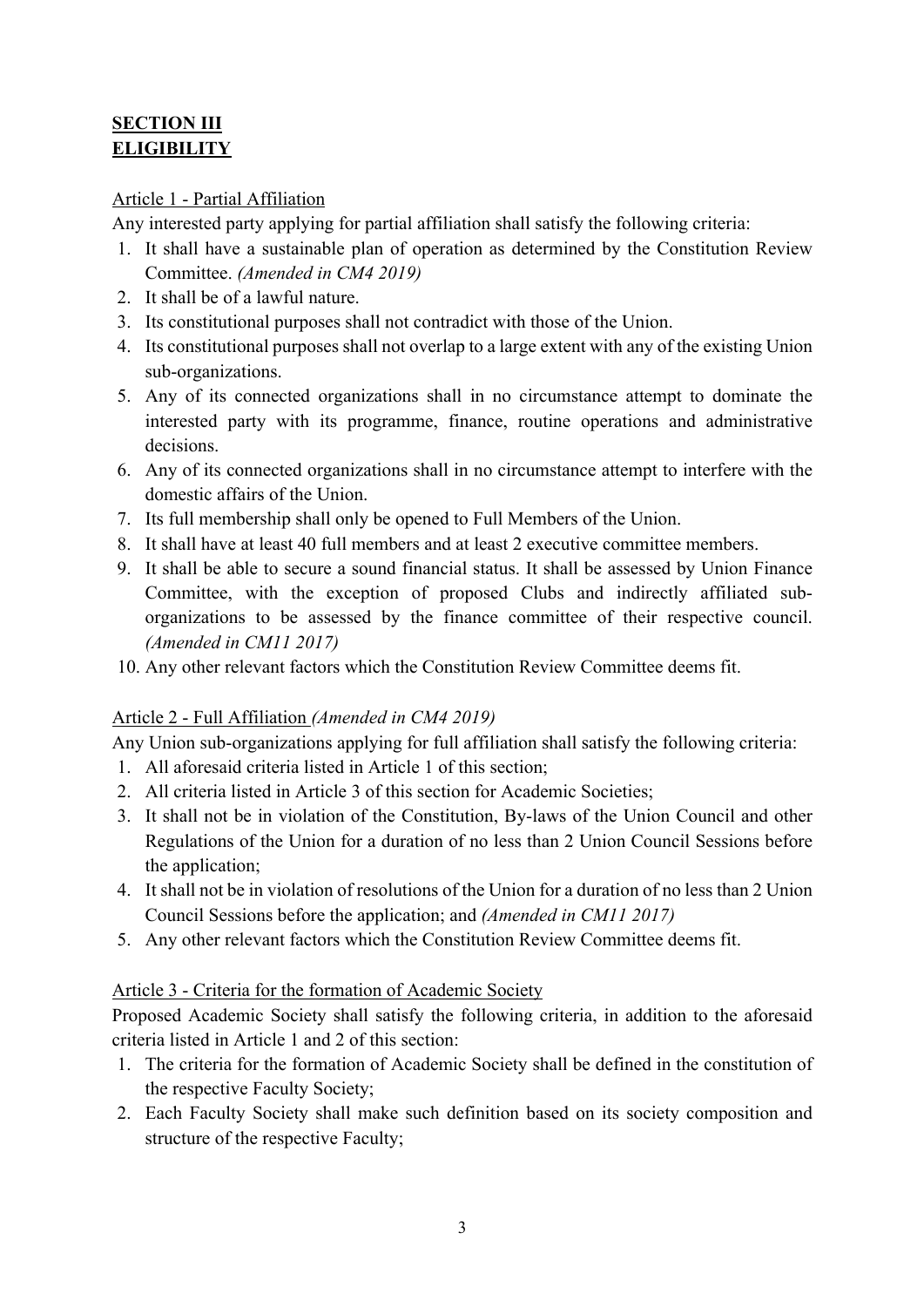## **SECTION III**
## **ELIGIBILITY**

Article 1 - Partial Affiliation

Any interested party applying for partial affiliation shall satisfy the following criteria:

1. It shall have a sustainable plan of operation as determined by the Constitution Review Committee. *(Amended in CM4 2019)*
2. It shall be of a lawful nature.
3. Its constitutional purposes shall not contradict with those of the Union.
4. Its constitutional purposes shall not overlap to a large extent with any of the existing Union sub-organizations.
5. Any of its connected organizations shall in no circumstance attempt to dominate the interested party with its programme, finance, routine operations and administrative decisions.
6. Any of its connected organizations shall in no circumstance attempt to interfere with the domestic affairs of the Union.
7. Its full membership shall only be opened to Full Members of the Union.
8. It shall have at least 40 full members and at least 2 executive committee members.
9. It shall be able to secure a sound financial status. It shall be assessed by Union Finance Committee, with the exception of proposed Clubs and indirectly affiliated sub-organizations to be assessed by the finance committee of their respective council. *(Amended in CM11 2017)*
10. Any other relevant factors which the Constitution Review Committee deems fit.

Article 2 - Full Affiliation *(Amended in CM4 2019)*

Any Union sub-organizations applying for full affiliation shall satisfy the following criteria:

1. All aforesaid criteria listed in Article 1 of this section;
2. All criteria listed in Article 3 of this section for Academic Societies;
3. It shall not be in violation of the Constitution, By-laws of the Union Council and other Regulations of the Union for a duration of no less than 2 Union Council Sessions before the application;
4. It shall not be in violation of resolutions of the Union for a duration of no less than 2 Union Council Sessions before the application; and *(Amended in CM11 2017)*
5. Any other relevant factors which the Constitution Review Committee deems fit.

Article 3 - Criteria for the formation of Academic Society

Proposed Academic Society shall satisfy the following criteria, in addition to the aforesaid criteria listed in Article 1 and 2 of this section:

1. The criteria for the formation of Academic Society shall be defined in the constitution of the respective Faculty Society;
2. Each Faculty Society shall make such definition based on its society composition and structure of the respective Faculty;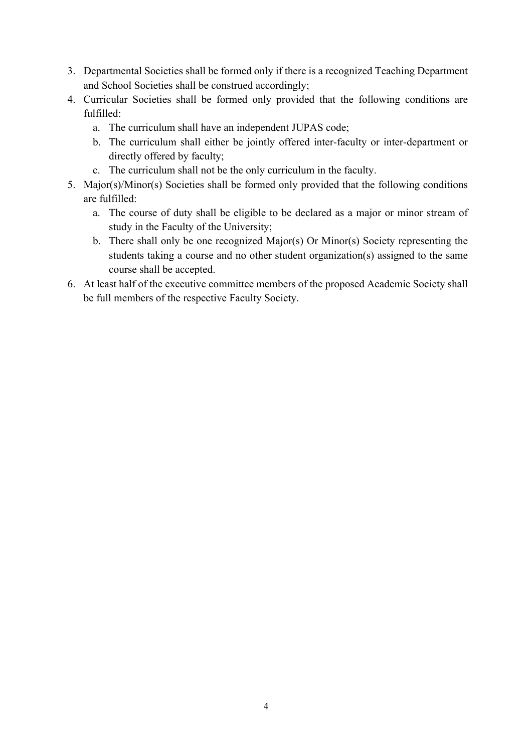3. Departmental Societies shall be formed only if there is a recognized Teaching Department and School Societies shall be construed accordingly;
4. Curricular Societies shall be formed only provided that the following conditions are fulfilled:
    a. The curriculum shall have an independent JUPAS code;
    b. The curriculum shall either be jointly offered inter-faculty or inter-department or directly offered by faculty;
    c. The curriculum shall not be the only curriculum in the faculty.
5. Major(s)/Minor(s) Societies shall be formed only provided that the following conditions are fulfilled:
    a. The course of duty shall be eligible to be declared as a major or minor stream of study in the Faculty of the University;
    b. There shall only be one recognized Major(s) Or Minor(s) Society representing the students taking a course and no other student organization(s) assigned to the same course shall be accepted.
6. At least half of the executive committee members of the proposed Academic Society shall be full members of the respective Faculty Society.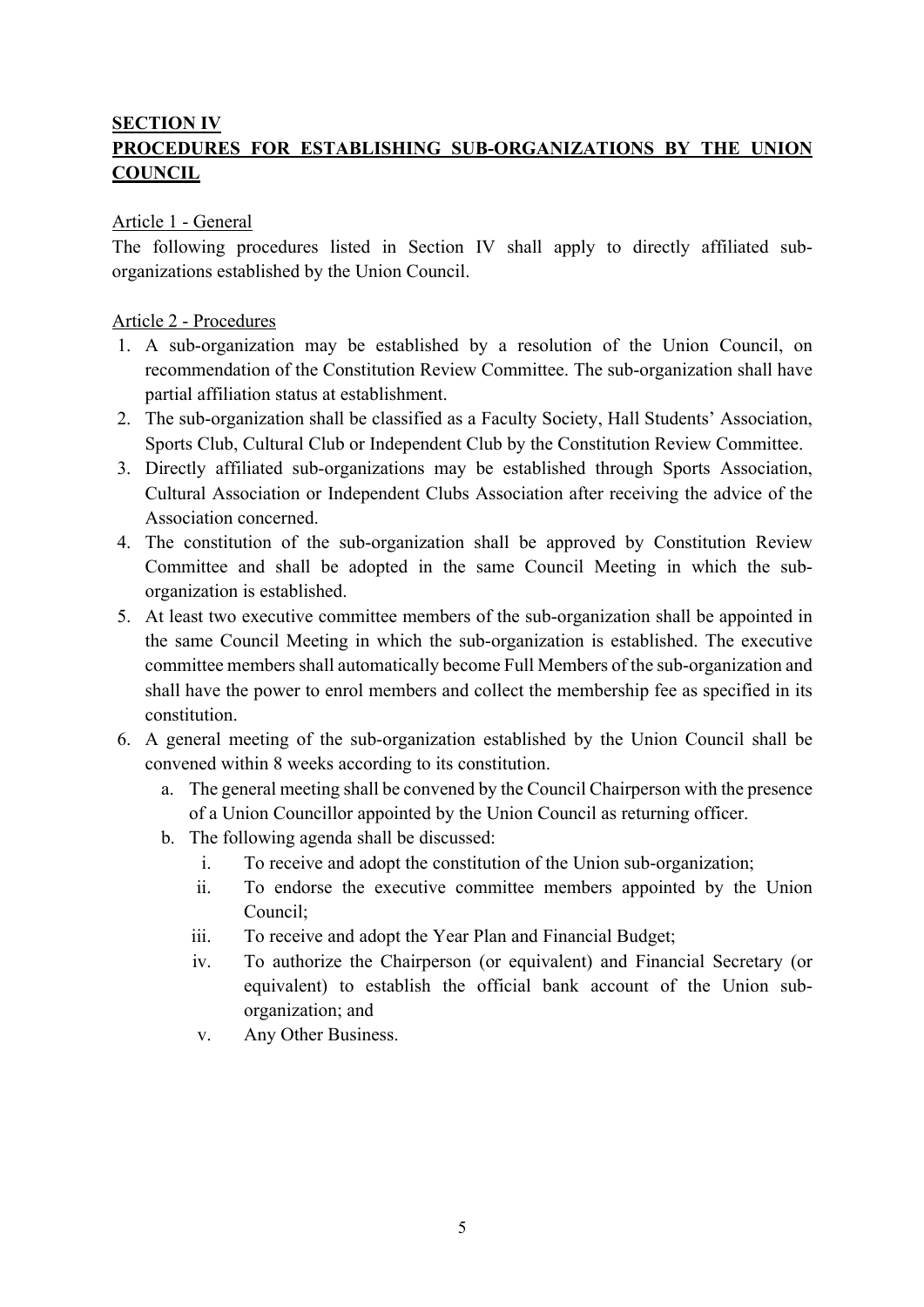## SECTION IV
## PROCEDURES FOR ESTABLISHING SUB-ORGANIZATIONS BY THE UNION COUNCIL

Article 1 - General

The following procedures listed in Section IV shall apply to directly affiliated sub-organizations established by the Union Council.

Article 2 - Procedures

1. A sub-organization may be established by a resolution of the Union Council, on recommendation of the Constitution Review Committee. The sub-organization shall have partial affiliation status at establishment.
2. The sub-organization shall be classified as a Faculty Society, Hall Students' Association, Sports Club, Cultural Club or Independent Club by the Constitution Review Committee.
3. Directly affiliated sub-organizations may be established through Sports Association, Cultural Association or Independent Clubs Association after receiving the advice of the Association concerned.
4. The constitution of the sub-organization shall be approved by Constitution Review Committee and shall be adopted in the same Council Meeting in which the sub-organization is established.
5. At least two executive committee members of the sub-organization shall be appointed in the same Council Meeting in which the sub-organization is established. The executive committee members shall automatically become Full Members of the sub-organization and shall have the power to enrol members and collect the membership fee as specified in its constitution.
6. A general meeting of the sub-organization established by the Union Council shall be convened within 8 weeks according to its constitution.
   a. The general meeting shall be convened by the Council Chairperson with the presence of a Union Councillor appointed by the Union Council as returning officer.
   b. The following agenda shall be discussed:
      i. To receive and adopt the constitution of the Union sub-organization;
      ii. To endorse the executive committee members appointed by the Union Council;
      iii. To receive and adopt the Year Plan and Financial Budget;
      iv. To authorize the Chairperson (or equivalent) and Financial Secretary (or equivalent) to establish the official bank account of the Union sub-organization; and
      v. Any Other Business.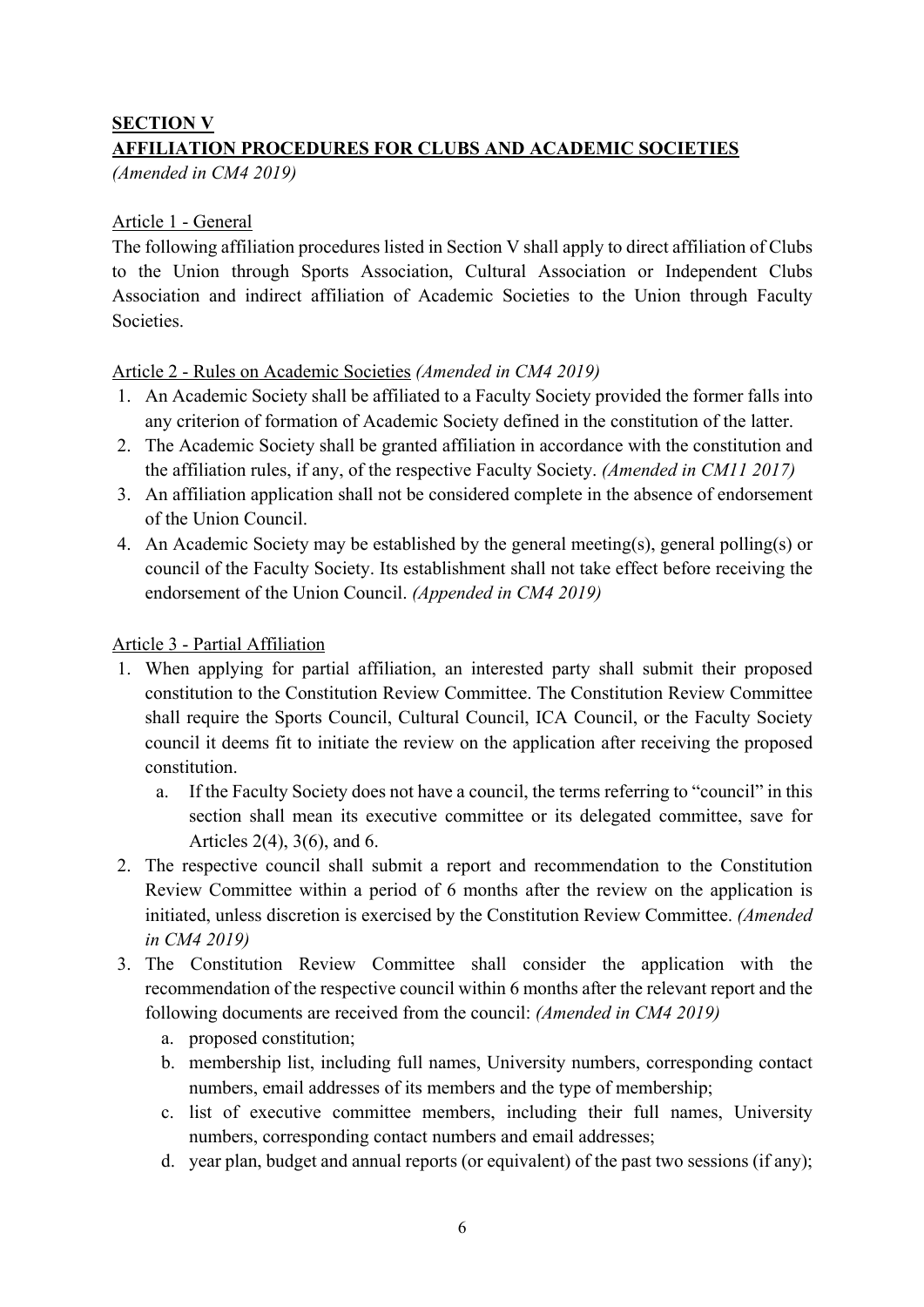## **SECTION V**
## **AFFILIATION PROCEDURES FOR CLUBS AND ACADEMIC SOCIETIES**

*(Amended in CM4 2019)*

Article 1 - General

The following affiliation procedures listed in Section V shall apply to direct affiliation of Clubs to the Union through Sports Association, Cultural Association or Independent Clubs Association and indirect affiliation of Academic Societies to the Union through Faculty Societies.

Article 2 - Rules on Academic Societies *(Amended in CM4 2019)*

1. An Academic Society shall be affiliated to a Faculty Society provided the former falls into any criterion of formation of Academic Society defined in the constitution of the latter.
2. The Academic Society shall be granted affiliation in accordance with the constitution and the affiliation rules, if any, of the respective Faculty Society. *(Amended in CM11 2017)*
3. An affiliation application shall not be considered complete in the absence of endorsement of the Union Council.
4. An Academic Society may be established by the general meeting(s), general polling(s) or council of the Faculty Society. Its establishment shall not take effect before receiving the endorsement of the Union Council. *(Appended in CM4 2019)*

Article 3 - Partial Affiliation

1. When applying for partial affiliation, an interested party shall submit their proposed constitution to the Constitution Review Committee. The Constitution Review Committee shall require the Sports Council, Cultural Council, ICA Council, or the Faculty Society council it deems fit to initiate the review on the application after receiving the proposed constitution.
    a. If the Faculty Society does not have a council, the terms referring to "council" in this section shall mean its executive committee or its delegated committee, save for Articles 2(4), 3(6), and 6.
2. The respective council shall submit a report and recommendation to the Constitution Review Committee within a period of 6 months after the review on the application is initiated, unless discretion is exercised by the Constitution Review Committee. *(Amended in CM4 2019)*
3. The Constitution Review Committee shall consider the application with the recommendation of the respective council within 6 months after the relevant report and the following documents are received from the council: *(Amended in CM4 2019)*
    a. proposed constitution;
    b. membership list, including full names, University numbers, corresponding contact numbers, email addresses of its members and the type of membership;
    c. list of executive committee members, including their full names, University numbers, corresponding contact numbers and email addresses;
    d. year plan, budget and annual reports (or equivalent) of the past two sessions (if any);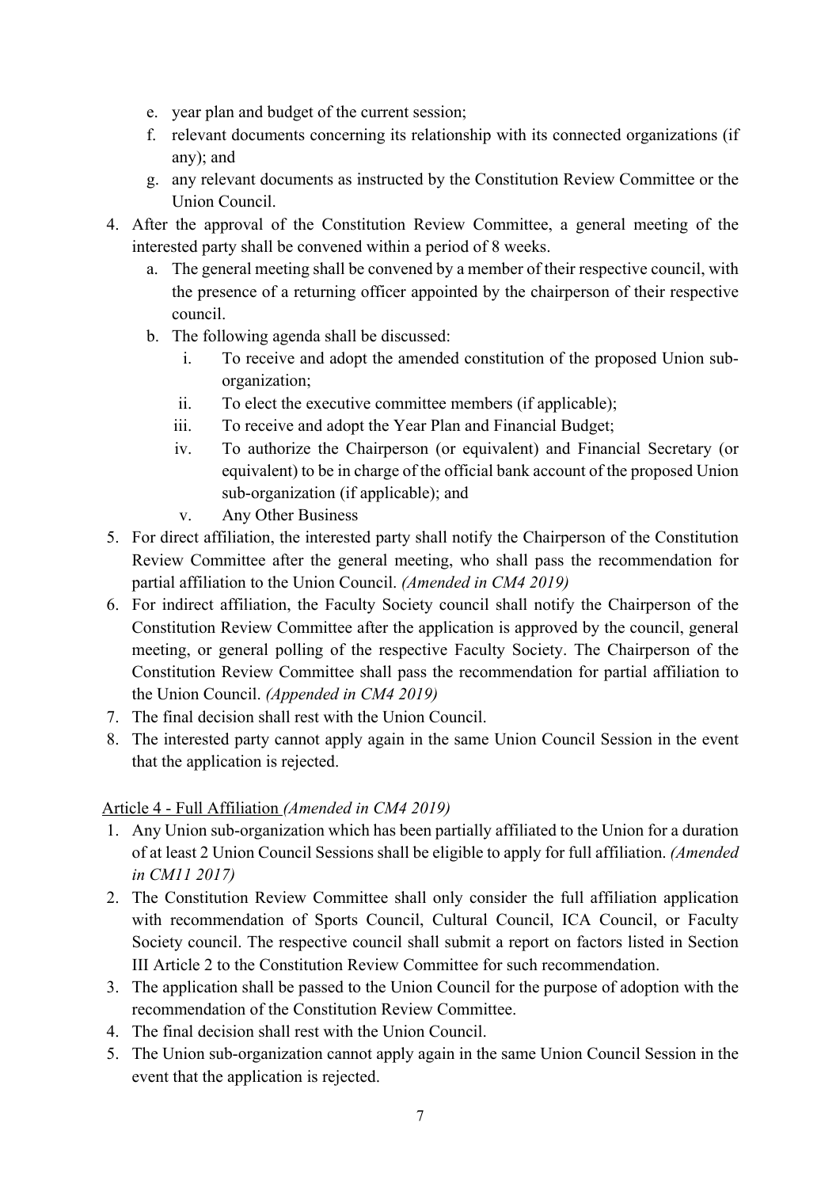e. year plan and budget of the current session;
f. relevant documents concerning its relationship with its connected organizations (if any); and
g. any relevant documents as instructed by the Constitution Review Committee or the Union Council.

4. After the approval of the Constitution Review Committee, a general meeting of the interested party shall be convened within a period of 8 weeks.
   a. The general meeting shall be convened by a member of their respective council, with the presence of a returning officer appointed by the chairperson of their respective council.
   b. The following agenda shall be discussed:
      i. To receive and adopt the amended constitution of the proposed Union sub-organization;
      ii. To elect the executive committee members (if applicable);
      iii. To receive and adopt the Year Plan and Financial Budget;
      iv. To authorize the Chairperson (or equivalent) and Financial Secretary (or equivalent) to be in charge of the official bank account of the proposed Union sub-organization (if applicable); and
      v. Any Other Business
5. For direct affiliation, the interested party shall notify the Chairperson of the Constitution Review Committee after the general meeting, who shall pass the recommendation for partial affiliation to the Union Council. *(Amended in CM4 2019)*
6. For indirect affiliation, the Faculty Society council shall notify the Chairperson of the Constitution Review Committee after the application is approved by the council, general meeting, or general polling of the respective Faculty Society. The Chairperson of the Constitution Review Committee shall pass the recommendation for partial affiliation to the Union Council. *(Appended in CM4 2019)*
7. The final decision shall rest with the Union Council.
8. The interested party cannot apply again in the same Union Council Session in the event that the application is rejected.

Article 4 - Full Affiliation *(Amended in CM4 2019)*

1. Any Union sub-organization which has been partially affiliated to the Union for a duration of at least 2 Union Council Sessions shall be eligible to apply for full affiliation. *(Amended in CM11 2017)*
2. The Constitution Review Committee shall only consider the full affiliation application with recommendation of Sports Council, Cultural Council, ICA Council, or Faculty Society council. The respective council shall submit a report on factors listed in Section III Article 2 to the Constitution Review Committee for such recommendation.
3. The application shall be passed to the Union Council for the purpose of adoption with the recommendation of the Constitution Review Committee.
4. The final decision shall rest with the Union Council.
5. The Union sub-organization cannot apply again in the same Union Council Session in the event that the application is rejected.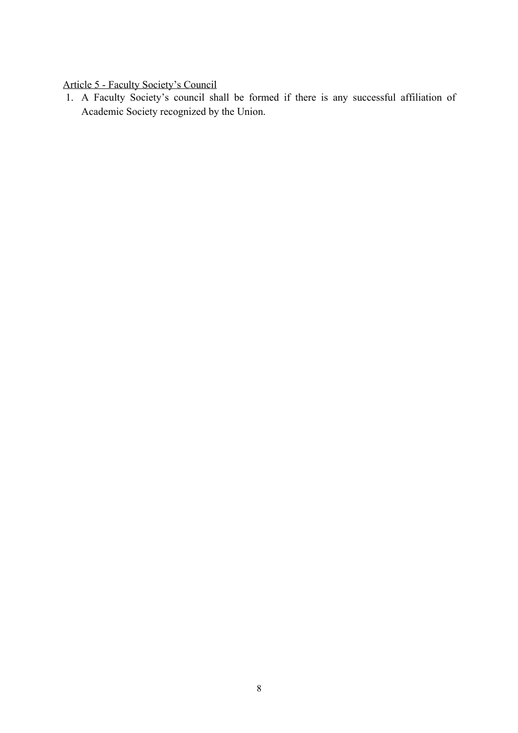<u>Article 5 - Faculty Society's Council</u>

1. A Faculty Society's council shall be formed if there is any successful affiliation of Academic Society recognized by the Union.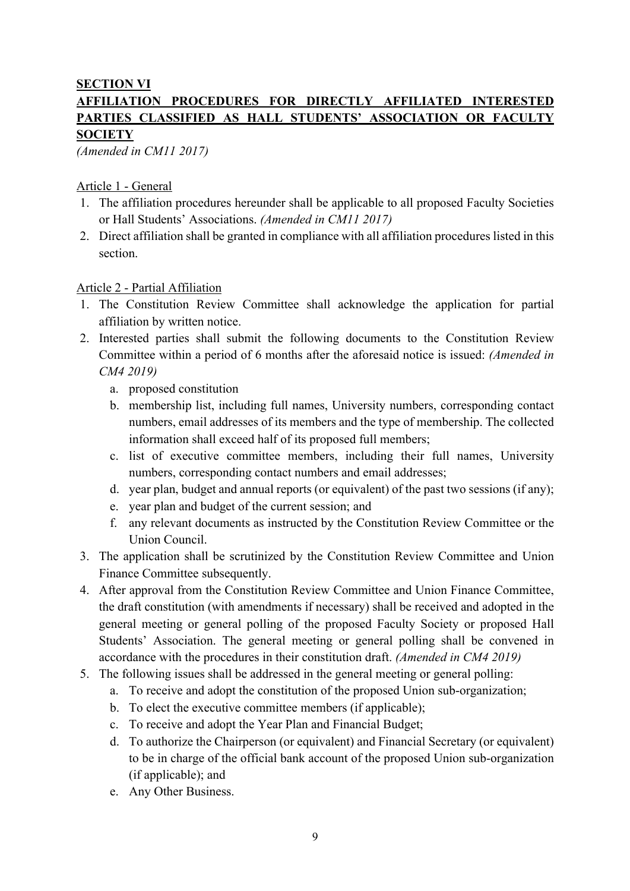## SECTION VI

## AFFILIATION PROCEDURES FOR DIRECTLY AFFILIATED INTERESTED PARTIES CLASSIFIED AS HALL STUDENTS' ASSOCIATION OR FACULTY SOCIETY

*(Amended in CM11 2017)*

### Article 1 - General

1. The affiliation procedures hereunder shall be applicable to all proposed Faculty Societies or Hall Students' Associations. *(Amended in CM11 2017)*
2. Direct affiliation shall be granted in compliance with all affiliation procedures listed in this section.

### Article 2 - Partial Affiliation

1. The Constitution Review Committee shall acknowledge the application for partial affiliation by written notice.
2. Interested parties shall submit the following documents to the Constitution Review Committee within a period of 6 months after the aforesaid notice is issued: *(Amended in CM4 2019)*
   a. proposed constitution
   b. membership list, including full names, University numbers, corresponding contact numbers, email addresses of its members and the type of membership. The collected information shall exceed half of its proposed full members;
   c. list of executive committee members, including their full names, University numbers, corresponding contact numbers and email addresses;
   d. year plan, budget and annual reports (or equivalent) of the past two sessions (if any);
   e. year plan and budget of the current session; and
   f. any relevant documents as instructed by the Constitution Review Committee or the Union Council.
3. The application shall be scrutinized by the Constitution Review Committee and Union Finance Committee subsequently.
4. After approval from the Constitution Review Committee and Union Finance Committee, the draft constitution (with amendments if necessary) shall be received and adopted in the general meeting or general polling of the proposed Faculty Society or proposed Hall Students' Association. The general meeting or general polling shall be convened in accordance with the procedures in their constitution draft. *(Amended in CM4 2019)*
5. The following issues shall be addressed in the general meeting or general polling:
   a. To receive and adopt the constitution of the proposed Union sub-organization;
   b. To elect the executive committee members (if applicable);
   c. To receive and adopt the Year Plan and Financial Budget;
   d. To authorize the Chairperson (or equivalent) and Financial Secretary (or equivalent) to be in charge of the official bank account of the proposed Union sub-organization (if applicable); and
   e. Any Other Business.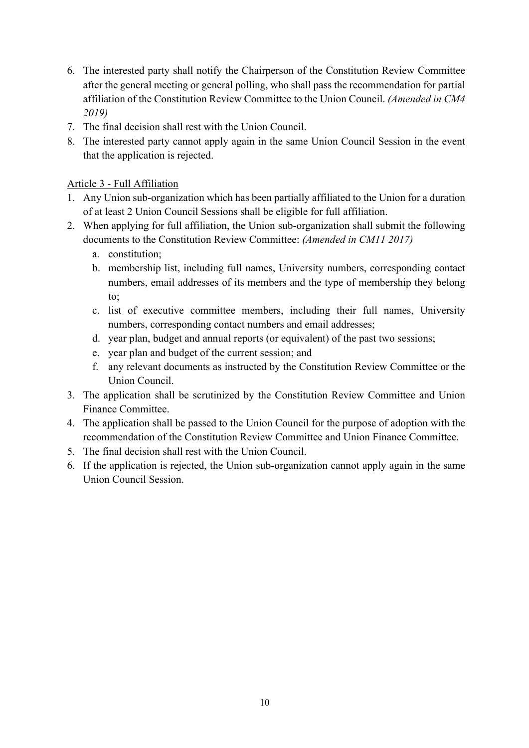6. The interested party shall notify the Chairperson of the Constitution Review Committee after the general meeting or general polling, who shall pass the recommendation for partial affiliation of the Constitution Review Committee to the Union Council. *(Amended in CM4 2019)*
7. The final decision shall rest with the Union Council.
8. The interested party cannot apply again in the same Union Council Session in the event that the application is rejected.

<u>Article 3 - Full Affiliation</u>

1. Any Union sub-organization which has been partially affiliated to the Union for a duration of at least 2 Union Council Sessions shall be eligible for full affiliation.
2. When applying for full affiliation, the Union sub-organization shall submit the following documents to the Constitution Review Committee: *(Amended in CM11 2017)*
   a. constitution;
   b. membership list, including full names, University numbers, corresponding contact numbers, email addresses of its members and the type of membership they belong to;
   c. list of executive committee members, including their full names, University numbers, corresponding contact numbers and email addresses;
   d. year plan, budget and annual reports (or equivalent) of the past two sessions;
   e. year plan and budget of the current session; and
   f. any relevant documents as instructed by the Constitution Review Committee or the Union Council.
3. The application shall be scrutinized by the Constitution Review Committee and Union Finance Committee.
4. The application shall be passed to the Union Council for the purpose of adoption with the recommendation of the Constitution Review Committee and Union Finance Committee.
5. The final decision shall rest with the Union Council.
6. If the application is rejected, the Union sub-organization cannot apply again in the same Union Council Session.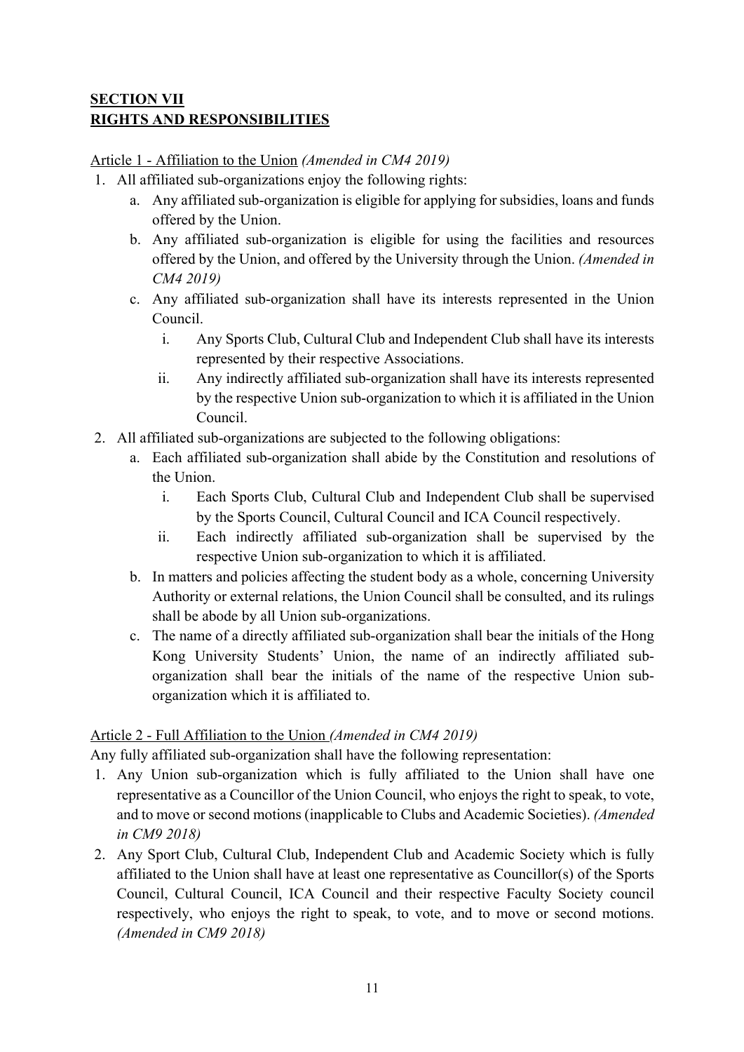## **SECTION VII**
## **RIGHTS AND RESPONSIBILITIES**

Article 1 - Affiliation to the Union *(Amended in CM4 2019)*

1. All affiliated sub-organizations enjoy the following rights:
    a. Any affiliated sub-organization is eligible for applying for subsidies, loans and funds offered by the Union.
    b. Any affiliated sub-organization is eligible for using the facilities and resources offered by the Union, and offered by the University through the Union. *(Amended in CM4 2019)*
    c. Any affiliated sub-organization shall have its interests represented in the Union Council.
        i. Any Sports Club, Cultural Club and Independent Club shall have its interests represented by their respective Associations.
        ii. Any indirectly affiliated sub-organization shall have its interests represented by the respective Union sub-organization to which it is affiliated in the Union Council.
2. All affiliated sub-organizations are subjected to the following obligations:
    a. Each affiliated sub-organization shall abide by the Constitution and resolutions of the Union.
        i. Each Sports Club, Cultural Club and Independent Club shall be supervised by the Sports Council, Cultural Council and ICA Council respectively.
        ii. Each indirectly affiliated sub-organization shall be supervised by the respective Union sub-organization to which it is affiliated.
    b. In matters and policies affecting the student body as a whole, concerning University Authority or external relations, the Union Council shall be consulted, and its rulings shall be abode by all Union sub-organizations.
    c. The name of a directly affiliated sub-organization shall bear the initials of the Hong Kong University Students' Union, the name of an indirectly affiliated sub-organization shall bear the initials of the name of the respective Union sub-organization which it is affiliated to.

Article 2 - Full Affiliation to the Union *(Amended in CM4 2019)*

Any fully affiliated sub-organization shall have the following representation:

1. Any Union sub-organization which is fully affiliated to the Union shall have one representative as a Councillor of the Union Council, who enjoys the right to speak, to vote, and to move or second motions (inapplicable to Clubs and Academic Societies). *(Amended in CM9 2018)*
2. Any Sport Club, Cultural Club, Independent Club and Academic Society which is fully affiliated to the Union shall have at least one representative as Councillor(s) of the Sports Council, Cultural Council, ICA Council and their respective Faculty Society council respectively, who enjoys the right to speak, to vote, and to move or second motions. *(Amended in CM9 2018)*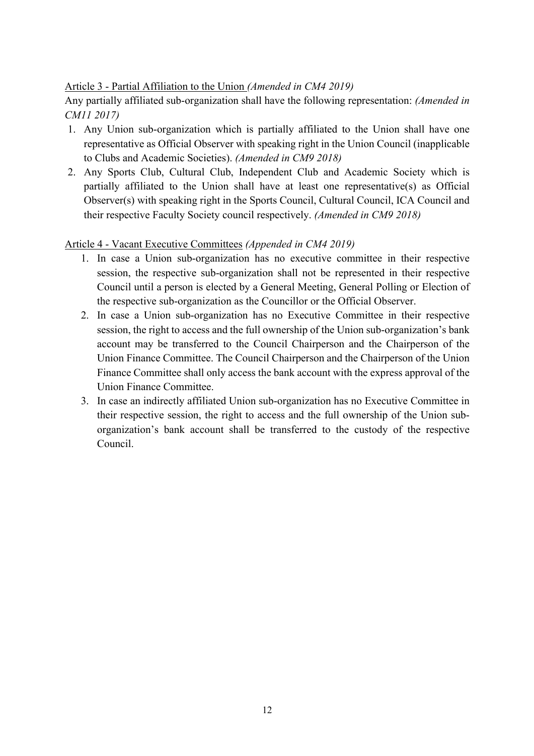<u>Article 3 - Partial Affiliation to the Union</u> *(Amended in CM4 2019)*

Any partially affiliated sub-organization shall have the following representation: *(Amended in CM11 2017)*

1. Any Union sub-organization which is partially affiliated to the Union shall have one representative as Official Observer with speaking right in the Union Council (inapplicable to Clubs and Academic Societies). *(Amended in CM9 2018)*
2. Any Sports Club, Cultural Club, Independent Club and Academic Society which is partially affiliated to the Union shall have at least one representative(s) as Official Observer(s) with speaking right in the Sports Council, Cultural Council, ICA Council and their respective Faculty Society council respectively. *(Amended in CM9 2018)*

<u>Article 4 - Vacant Executive Committees</u> *(Appended in CM4 2019)*

1. In case a Union sub-organization has no executive committee in their respective session, the respective sub-organization shall not be represented in their respective Council until a person is elected by a General Meeting, General Polling or Election of the respective sub-organization as the Councillor or the Official Observer.
2. In case a Union sub-organization has no Executive Committee in their respective session, the right to access and the full ownership of the Union sub-organization's bank account may be transferred to the Council Chairperson and the Chairperson of the Union Finance Committee. The Council Chairperson and the Chairperson of the Union Finance Committee shall only access the bank account with the express approval of the Union Finance Committee.
3. In case an indirectly affiliated Union sub-organization has no Executive Committee in their respective session, the right to access and the full ownership of the Union sub-organization's bank account shall be transferred to the custody of the respective Council.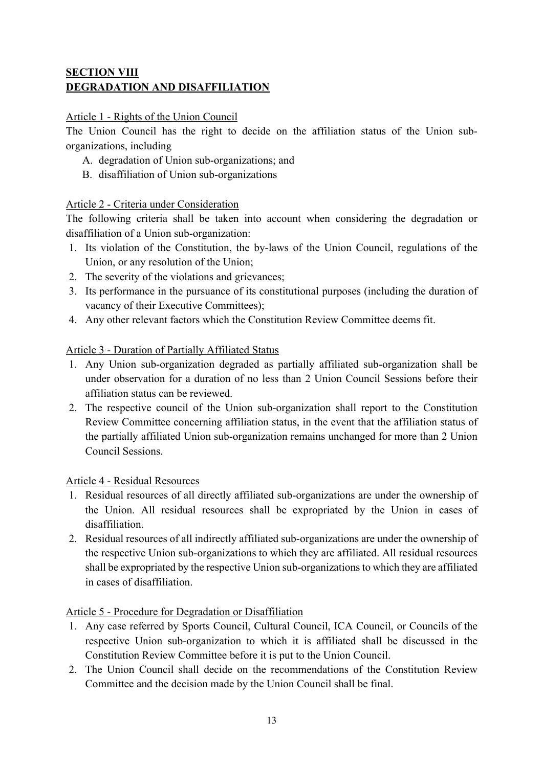## SECTION VIII
## DEGRADATION AND DISAFFILIATION

Article 1 - Rights of the Union Council

The Union Council has the right to decide on the affiliation status of the Union sub-organizations, including

A. degradation of Union sub-organizations; and
B. disaffiliation of Union sub-organizations

Article 2 - Criteria under Consideration

The following criteria shall be taken into account when considering the degradation or disaffiliation of a Union sub-organization:

1. Its violation of the Constitution, the by-laws of the Union Council, regulations of the Union, or any resolution of the Union;
2. The severity of the violations and grievances;
3. Its performance in the pursuance of its constitutional purposes (including the duration of vacancy of their Executive Committees);
4. Any other relevant factors which the Constitution Review Committee deems fit.

Article 3 - Duration of Partially Affiliated Status

1. Any Union sub-organization degraded as partially affiliated sub-organization shall be under observation for a duration of no less than 2 Union Council Sessions before their affiliation status can be reviewed.
2. The respective council of the Union sub-organization shall report to the Constitution Review Committee concerning affiliation status, in the event that the affiliation status of the partially affiliated Union sub-organization remains unchanged for more than 2 Union Council Sessions.

Article 4 - Residual Resources

1. Residual resources of all directly affiliated sub-organizations are under the ownership of the Union. All residual resources shall be expropriated by the Union in cases of disaffiliation.
2. Residual resources of all indirectly affiliated sub-organizations are under the ownership of the respective Union sub-organizations to which they are affiliated. All residual resources shall be expropriated by the respective Union sub-organizations to which they are affiliated in cases of disaffiliation.

Article 5 - Procedure for Degradation or Disaffiliation

1. Any case referred by Sports Council, Cultural Council, ICA Council, or Councils of the respective Union sub-organization to which it is affiliated shall be discussed in the Constitution Review Committee before it is put to the Union Council.
2. The Union Council shall decide on the recommendations of the Constitution Review Committee and the decision made by the Union Council shall be final.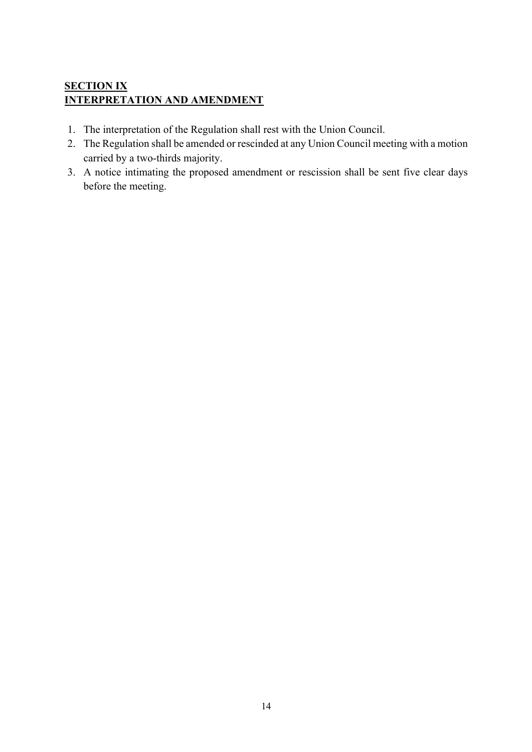## **SECTION IX**
## **INTERPRETATION AND AMENDMENT**

1. The interpretation of the Regulation shall rest with the Union Council.
2. The Regulation shall be amended or rescinded at any Union Council meeting with a motion carried by a two-thirds majority.
3. A notice intimating the proposed amendment or rescission shall be sent five clear days before the meeting.